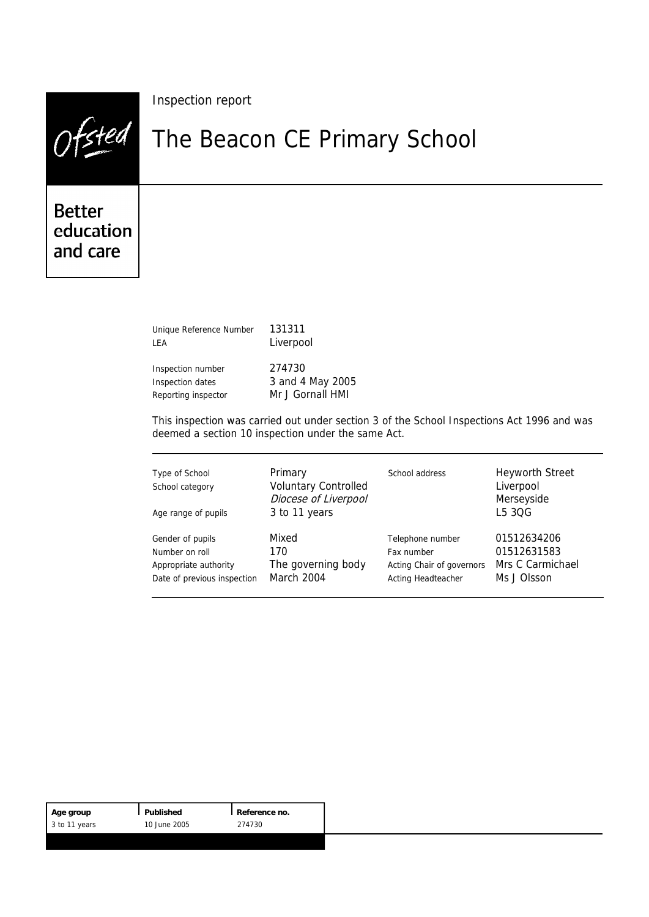Ofsted

Better education and care

Inspection report

# The Beacon CE Primary School

| | |
|---|---|
| Unique Reference Number | 131311 |
| LEA | Liverpool |
| Inspection number | 274730 |
| Inspection dates | 3 and 4 May 2005 |
| Reporting inspector | Mr J Gornall HMI |

This inspection was carried out under section 3 of the School Inspections Act 1996 and was deemed a section 10 inspection under the same Act.

| | | | |
|---|---|---|---|
| Type of School | Primary | School address | Heyworth Street |
| School category | Voluntary Controlled *Diocese of Liverpool* | | Liverpool Merseyside |
| Age range of pupils | 3 to 11 years | | L5 3QG |
| Gender of pupils | Mixed | Telephone number | 01512634206 |
| Number on roll | 170 | Fax number | 01512631583 |
| Appropriate authority | The governing body | Acting Chair of governors | Mrs C Carmichael |
| Date of previous inspection | March 2004 | Acting Headteacher | Ms J Olsson |

| Age group | Published | Reference no. |
|---|---|---|
| 3 to 11 years | 10 June 2005 | 274730 |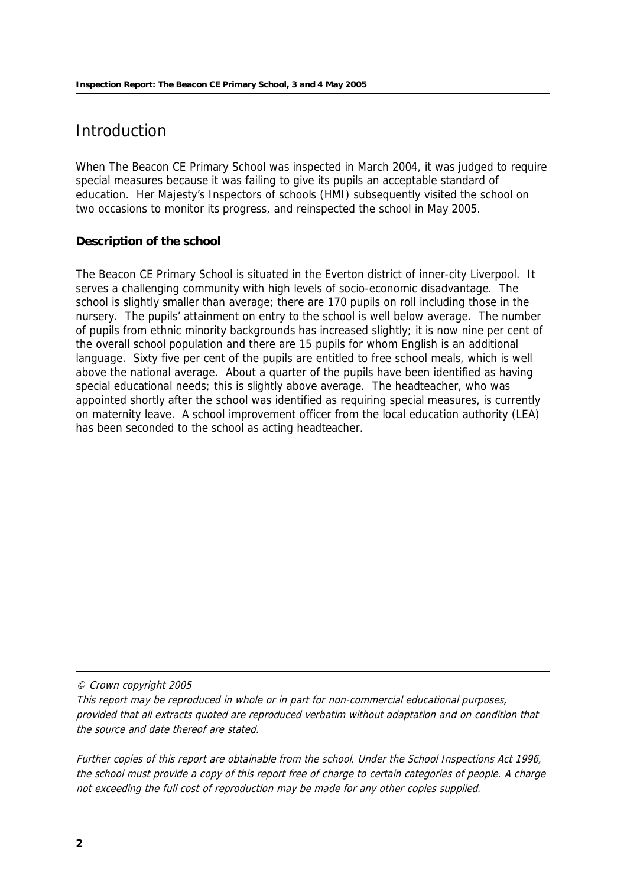# Introduction

When The Beacon CE Primary School was inspected in March 2004, it was judged to require special measures because it was failing to give its pupils an acceptable standard of education. Her Majesty's Inspectors of schools (HMI) subsequently visited the school on two occasions to monitor its progress, and reinspected the school in May 2005.

### Description of the school

The Beacon CE Primary School is situated in the Everton district of inner-city Liverpool. It serves a challenging community with high levels of socio-economic disadvantage. The school is slightly smaller than average; there are 170 pupils on roll including those in the nursery. The pupils' attainment on entry to the school is well below average. The number of pupils from ethnic minority backgrounds has increased slightly; it is now nine per cent of the overall school population and there are 15 pupils for whom English is an additional language. Sixty five per cent of the pupils are entitled to free school meals, which is well above the national average. About a quarter of the pupils have been identified as having special educational needs; this is slightly above average. The headteacher, who was appointed shortly after the school was identified as requiring special measures, is currently on maternity leave. A school improvement officer from the local education authority (LEA) has been seconded to the school as acting headteacher.

---

*© Crown copyright 2005*

*This report may be reproduced in whole or in part for non-commercial educational purposes, provided that all extracts quoted are reproduced verbatim without adaptation and on condition that the source and date thereof are stated.*

*Further copies of this report are obtainable from the school. Under the School Inspections Act 1996, the school must provide a copy of this report free of charge to certain categories of people. A charge not exceeding the full cost of reproduction may be made for any other copies supplied.*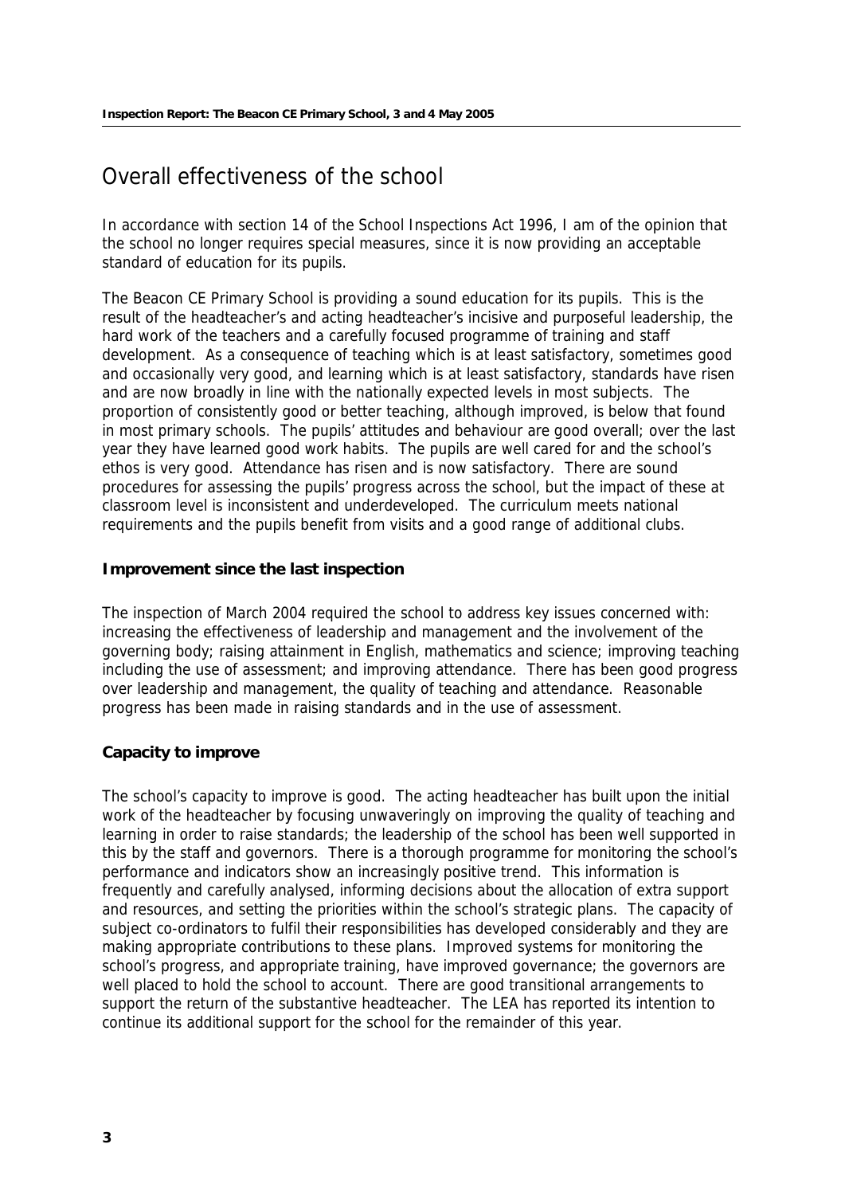# Overall effectiveness of the school

In accordance with section 14 of the School Inspections Act 1996, I am of the opinion that the school no longer requires special measures, since it is now providing an acceptable standard of education for its pupils.

The Beacon CE Primary School is providing a sound education for its pupils. This is the result of the headteacher's and acting headteacher's incisive and purposeful leadership, the hard work of the teachers and a carefully focused programme of training and staff development. As a consequence of teaching which is at least satisfactory, sometimes good and occasionally very good, and learning which is at least satisfactory, standards have risen and are now broadly in line with the nationally expected levels in most subjects. The proportion of consistently good or better teaching, although improved, is below that found in most primary schools. The pupils' attitudes and behaviour are good overall; over the last year they have learned good work habits. The pupils are well cared for and the school's ethos is very good. Attendance has risen and is now satisfactory. There are sound procedures for assessing the pupils' progress across the school, but the impact of these at classroom level is inconsistent and underdeveloped. The curriculum meets national requirements and the pupils benefit from visits and a good range of additional clubs.

### Improvement since the last inspection

The inspection of March 2004 required the school to address key issues concerned with: increasing the effectiveness of leadership and management and the involvement of the governing body; raising attainment in English, mathematics and science; improving teaching including the use of assessment; and improving attendance. There has been good progress over leadership and management, the quality of teaching and attendance. Reasonable progress has been made in raising standards and in the use of assessment.

### Capacity to improve

The school's capacity to improve is good. The acting headteacher has built upon the initial work of the headteacher by focusing unwaveringly on improving the quality of teaching and learning in order to raise standards; the leadership of the school has been well supported in this by the staff and governors. There is a thorough programme for monitoring the school's performance and indicators show an increasingly positive trend. This information is frequently and carefully analysed, informing decisions about the allocation of extra support and resources, and setting the priorities within the school's strategic plans. The capacity of subject co-ordinators to fulfil their responsibilities has developed considerably and they are making appropriate contributions to these plans. Improved systems for monitoring the school's progress, and appropriate training, have improved governance; the governors are well placed to hold the school to account. There are good transitional arrangements to support the return of the substantive headteacher. The LEA has reported its intention to continue its additional support for the school for the remainder of this year.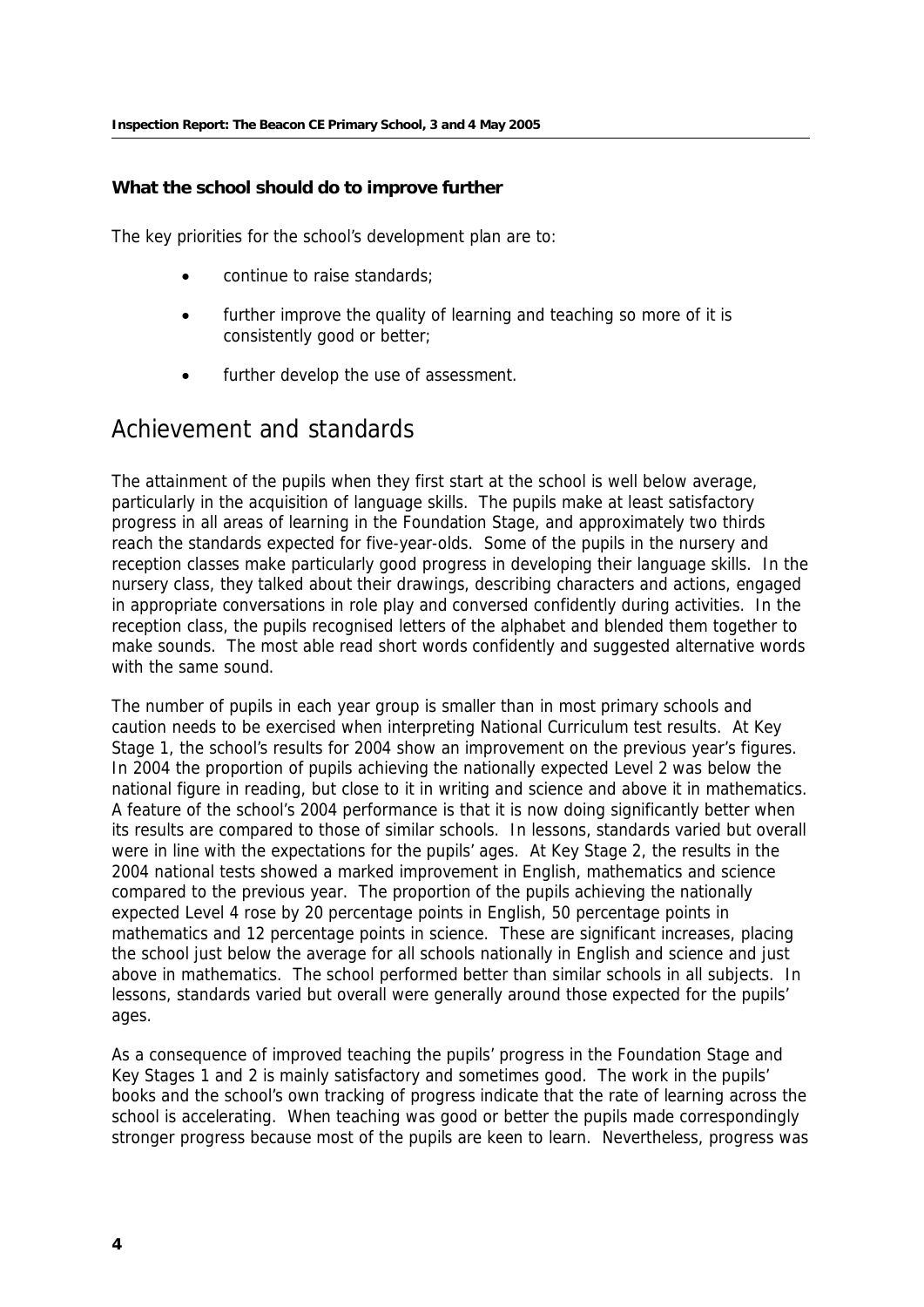**What the school should do to improve further**

The key priorities for the school's development plan are to:

- continue to raise standards;
- further improve the quality of learning and teaching so more of it is consistently good or better;
- further develop the use of assessment.

## Achievement and standards

The attainment of the pupils when they first start at the school is well below average, particularly in the acquisition of language skills. The pupils make at least satisfactory progress in all areas of learning in the Foundation Stage, and approximately two thirds reach the standards expected for five-year-olds. Some of the pupils in the nursery and reception classes make particularly good progress in developing their language skills. In the nursery class, they talked about their drawings, describing characters and actions, engaged in appropriate conversations in role play and conversed confidently during activities. In the reception class, the pupils recognised letters of the alphabet and blended them together to make sounds. The most able read short words confidently and suggested alternative words with the same sound.

The number of pupils in each year group is smaller than in most primary schools and caution needs to be exercised when interpreting National Curriculum test results. At Key Stage 1, the school's results for 2004 show an improvement on the previous year's figures. In 2004 the proportion of pupils achieving the nationally expected Level 2 was below the national figure in reading, but close to it in writing and science and above it in mathematics. A feature of the school's 2004 performance is that it is now doing significantly better when its results are compared to those of similar schools. In lessons, standards varied but overall were in line with the expectations for the pupils' ages. At Key Stage 2, the results in the 2004 national tests showed a marked improvement in English, mathematics and science compared to the previous year. The proportion of the pupils achieving the nationally expected Level 4 rose by 20 percentage points in English, 50 percentage points in mathematics and 12 percentage points in science. These are significant increases, placing the school just below the average for all schools nationally in English and science and just above in mathematics. The school performed better than similar schools in all subjects. In lessons, standards varied but overall were generally around those expected for the pupils' ages.

As a consequence of improved teaching the pupils' progress in the Foundation Stage and Key Stages 1 and 2 is mainly satisfactory and sometimes good. The work in the pupils' books and the school's own tracking of progress indicate that the rate of learning across the school is accelerating. When teaching was good or better the pupils made correspondingly stronger progress because most of the pupils are keen to learn. Nevertheless, progress was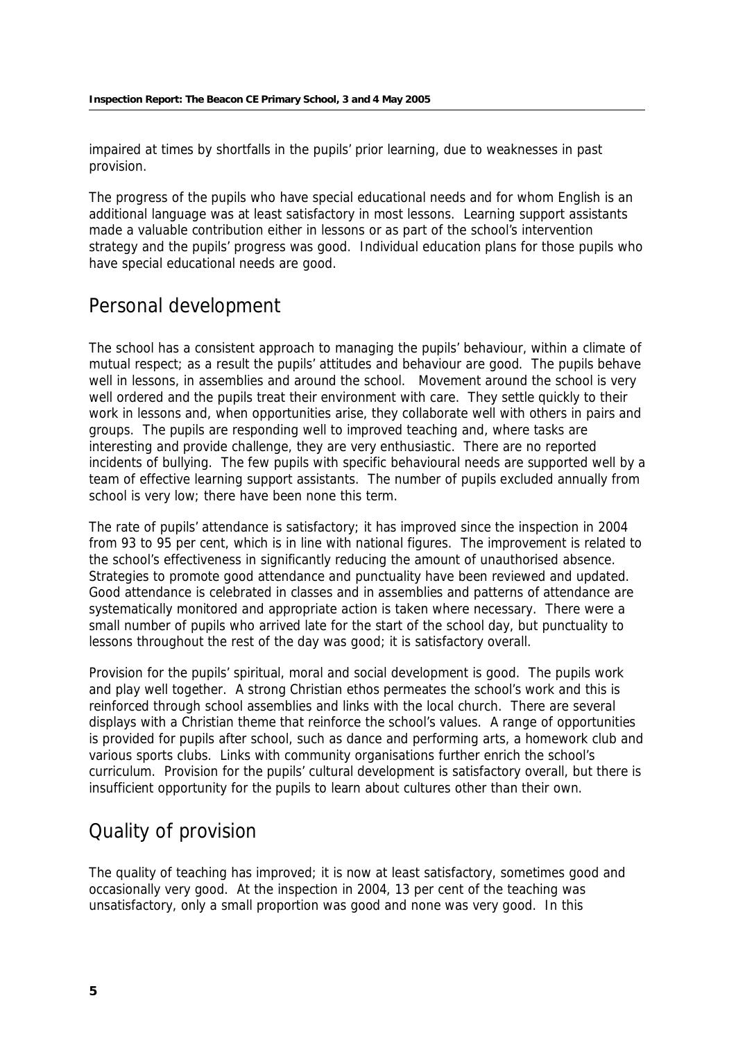impaired at times by shortfalls in the pupils' prior learning, due to weaknesses in past provision.

The progress of the pupils who have special educational needs and for whom English is an additional language was at least satisfactory in most lessons. Learning support assistants made a valuable contribution either in lessons or as part of the school's intervention strategy and the pupils' progress was good. Individual education plans for those pupils who have special educational needs are good.

## Personal development

The school has a consistent approach to managing the pupils' behaviour, within a climate of mutual respect; as a result the pupils' attitudes and behaviour are good. The pupils behave well in lessons, in assemblies and around the school. Movement around the school is very well ordered and the pupils treat their environment with care. They settle quickly to their work in lessons and, when opportunities arise, they collaborate well with others in pairs and groups. The pupils are responding well to improved teaching and, where tasks are interesting and provide challenge, they are very enthusiastic. There are no reported incidents of bullying. The few pupils with specific behavioural needs are supported well by a team of effective learning support assistants. The number of pupils excluded annually from school is very low; there have been none this term.

The rate of pupils' attendance is satisfactory; it has improved since the inspection in 2004 from 93 to 95 per cent, which is in line with national figures. The improvement is related to the school's effectiveness in significantly reducing the amount of unauthorised absence. Strategies to promote good attendance and punctuality have been reviewed and updated. Good attendance is celebrated in classes and in assemblies and patterns of attendance are systematically monitored and appropriate action is taken where necessary. There were a small number of pupils who arrived late for the start of the school day, but punctuality to lessons throughout the rest of the day was good; it is satisfactory overall.

Provision for the pupils' spiritual, moral and social development is good. The pupils work and play well together. A strong Christian ethos permeates the school's work and this is reinforced through school assemblies and links with the local church. There are several displays with a Christian theme that reinforce the school's values. A range of opportunities is provided for pupils after school, such as dance and performing arts, a homework club and various sports clubs. Links with community organisations further enrich the school's curriculum. Provision for the pupils' cultural development is satisfactory overall, but there is insufficient opportunity for the pupils to learn about cultures other than their own.

## Quality of provision

The quality of teaching has improved; it is now at least satisfactory, sometimes good and occasionally very good. At the inspection in 2004, 13 per cent of the teaching was unsatisfactory, only a small proportion was good and none was very good. In this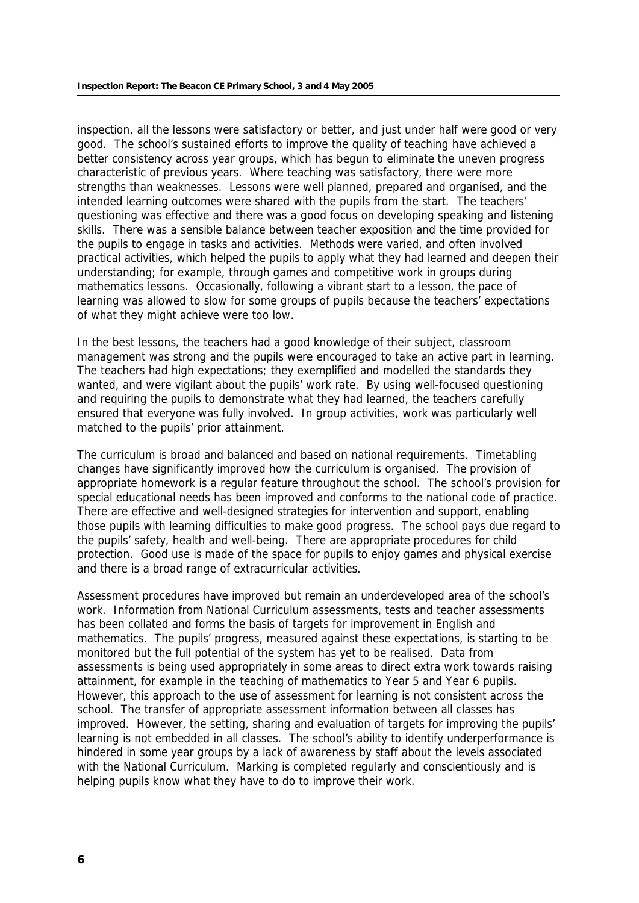inspection, all the lessons were satisfactory or better, and just under half were good or very good. The school's sustained efforts to improve the quality of teaching have achieved a better consistency across year groups, which has begun to eliminate the uneven progress characteristic of previous years. Where teaching was satisfactory, there were more strengths than weaknesses. Lessons were well planned, prepared and organised, and the intended learning outcomes were shared with the pupils from the start. The teachers' questioning was effective and there was a good focus on developing speaking and listening skills. There was a sensible balance between teacher exposition and the time provided for the pupils to engage in tasks and activities. Methods were varied, and often involved practical activities, which helped the pupils to apply what they had learned and deepen their understanding; for example, through games and competitive work in groups during mathematics lessons. Occasionally, following a vibrant start to a lesson, the pace of learning was allowed to slow for some groups of pupils because the teachers' expectations of what they might achieve were too low.

In the best lessons, the teachers had a good knowledge of their subject, classroom management was strong and the pupils were encouraged to take an active part in learning. The teachers had high expectations; they exemplified and modelled the standards they wanted, and were vigilant about the pupils' work rate. By using well-focused questioning and requiring the pupils to demonstrate what they had learned, the teachers carefully ensured that everyone was fully involved. In group activities, work was particularly well matched to the pupils' prior attainment.

The curriculum is broad and balanced and based on national requirements. Timetabling changes have significantly improved how the curriculum is organised. The provision of appropriate homework is a regular feature throughout the school. The school's provision for special educational needs has been improved and conforms to the national code of practice. There are effective and well-designed strategies for intervention and support, enabling those pupils with learning difficulties to make good progress. The school pays due regard to the pupils' safety, health and well-being. There are appropriate procedures for child protection. Good use is made of the space for pupils to enjoy games and physical exercise and there is a broad range of extracurricular activities.

Assessment procedures have improved but remain an underdeveloped area of the school's work. Information from National Curriculum assessments, tests and teacher assessments has been collated and forms the basis of targets for improvement in English and mathematics. The pupils' progress, measured against these expectations, is starting to be monitored but the full potential of the system has yet to be realised. Data from assessments is being used appropriately in some areas to direct extra work towards raising attainment, for example in the teaching of mathematics to Year 5 and Year 6 pupils. However, this approach to the use of assessment for learning is not consistent across the school. The transfer of appropriate assessment information between all classes has improved. However, the setting, sharing and evaluation of targets for improving the pupils' learning is not embedded in all classes. The school's ability to identify underperformance is hindered in some year groups by a lack of awareness by staff about the levels associated with the National Curriculum. Marking is completed regularly and conscientiously and is helping pupils know what they have to do to improve their work.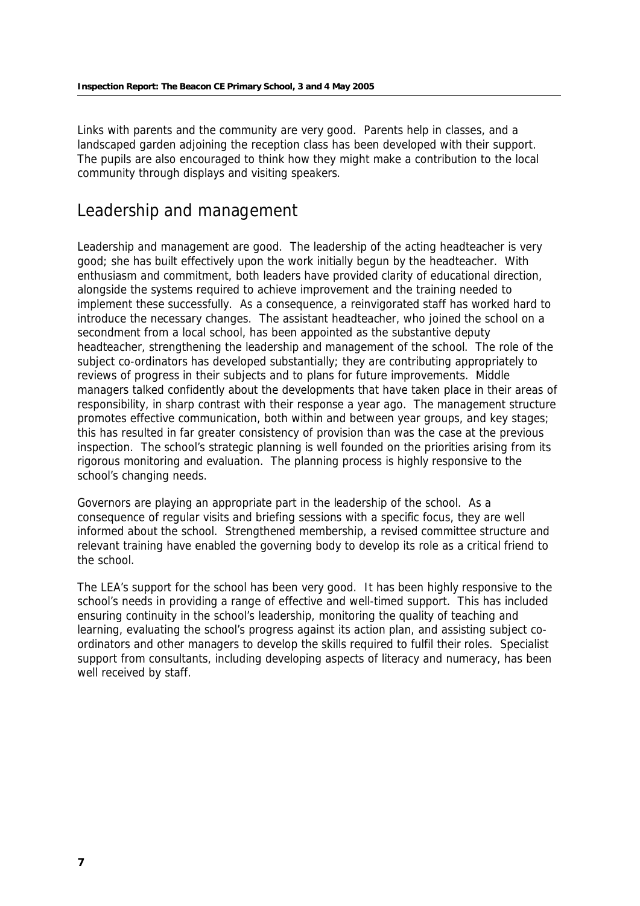Links with parents and the community are very good. Parents help in classes, and a landscaped garden adjoining the reception class has been developed with their support. The pupils are also encouraged to think how they might make a contribution to the local community through displays and visiting speakers.

## Leadership and management

Leadership and management are good. The leadership of the acting headteacher is very good; she has built effectively upon the work initially begun by the headteacher. With enthusiasm and commitment, both leaders have provided clarity of educational direction, alongside the systems required to achieve improvement and the training needed to implement these successfully. As a consequence, a reinvigorated staff has worked hard to introduce the necessary changes. The assistant headteacher, who joined the school on a secondment from a local school, has been appointed as the substantive deputy headteacher, strengthening the leadership and management of the school. The role of the subject co-ordinators has developed substantially; they are contributing appropriately to reviews of progress in their subjects and to plans for future improvements. Middle managers talked confidently about the developments that have taken place in their areas of responsibility, in sharp contrast with their response a year ago. The management structure promotes effective communication, both within and between year groups, and key stages; this has resulted in far greater consistency of provision than was the case at the previous inspection. The school's strategic planning is well founded on the priorities arising from its rigorous monitoring and evaluation. The planning process is highly responsive to the school's changing needs.

Governors are playing an appropriate part in the leadership of the school. As a consequence of regular visits and briefing sessions with a specific focus, they are well informed about the school. Strengthened membership, a revised committee structure and relevant training have enabled the governing body to develop its role as a critical friend to the school.

The LEA's support for the school has been very good. It has been highly responsive to the school's needs in providing a range of effective and well-timed support. This has included ensuring continuity in the school's leadership, monitoring the quality of teaching and learning, evaluating the school's progress against its action plan, and assisting subject co-ordinators and other managers to develop the skills required to fulfil their roles. Specialist support from consultants, including developing aspects of literacy and numeracy, has been well received by staff.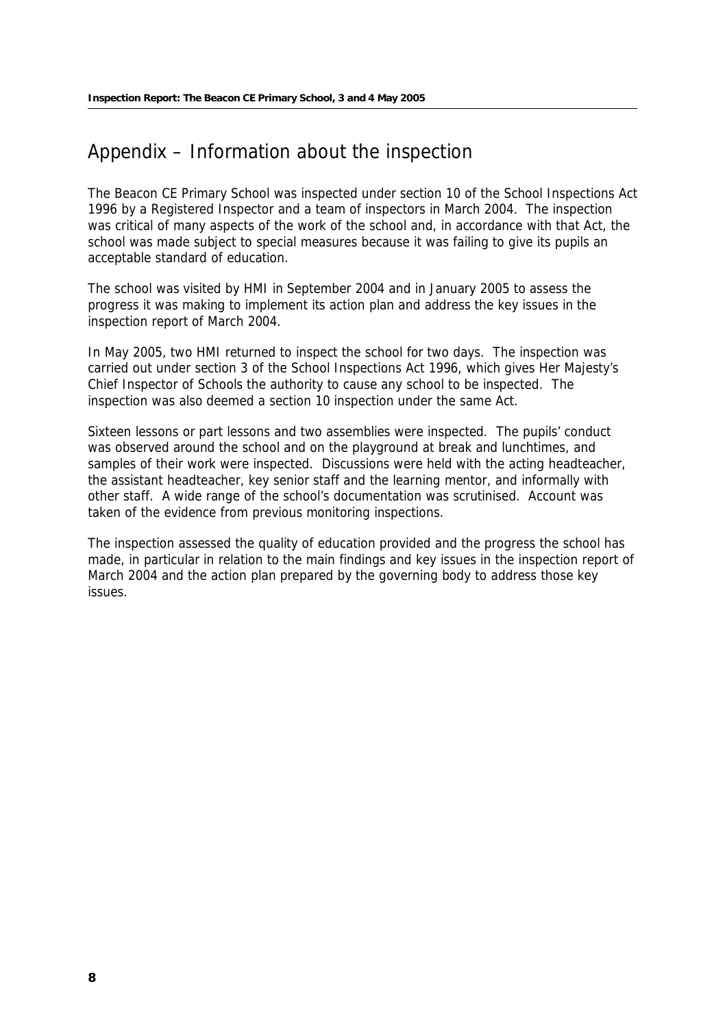# Appendix – Information about the inspection

The Beacon CE Primary School was inspected under section 10 of the School Inspections Act 1996 by a Registered Inspector and a team of inspectors in March 2004. The inspection was critical of many aspects of the work of the school and, in accordance with that Act, the school was made subject to special measures because it was failing to give its pupils an acceptable standard of education.

The school was visited by HMI in September 2004 and in January 2005 to assess the progress it was making to implement its action plan and address the key issues in the inspection report of March 2004.

In May 2005, two HMI returned to inspect the school for two days. The inspection was carried out under section 3 of the School Inspections Act 1996, which gives Her Majesty's Chief Inspector of Schools the authority to cause any school to be inspected. The inspection was also deemed a section 10 inspection under the same Act.

Sixteen lessons or part lessons and two assemblies were inspected. The pupils' conduct was observed around the school and on the playground at break and lunchtimes, and samples of their work were inspected. Discussions were held with the acting headteacher, the assistant headteacher, key senior staff and the learning mentor, and informally with other staff. A wide range of the school's documentation was scrutinised. Account was taken of the evidence from previous monitoring inspections.

The inspection assessed the quality of education provided and the progress the school has made, in particular in relation to the main findings and key issues in the inspection report of March 2004 and the action plan prepared by the governing body to address those key issues.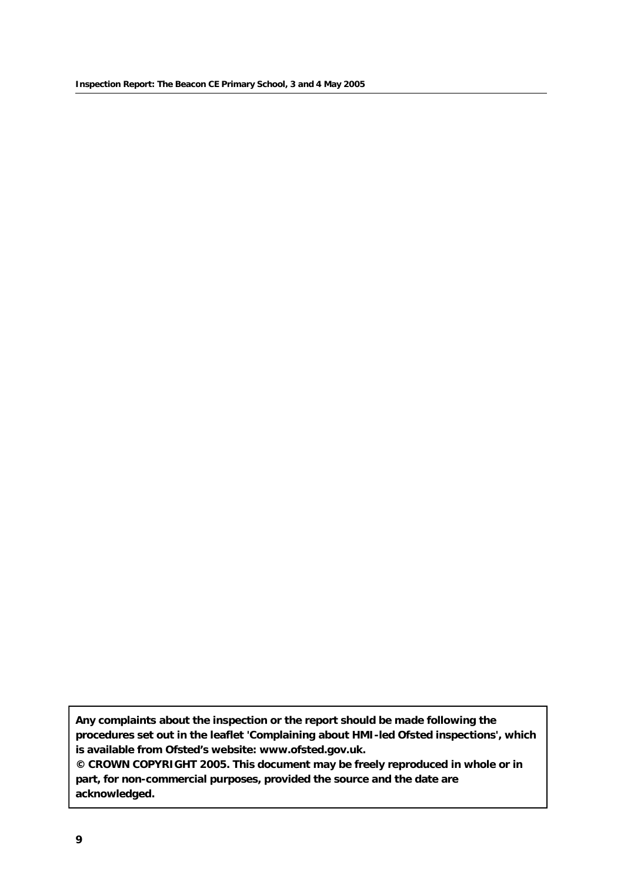**Any complaints about the inspection or the report should be made following the procedures set out in the leaflet 'Complaining about HMI-led Ofsted inspections', which is available from Ofsted's website: www.ofsted.gov.uk.**
**© CROWN COPYRIGHT 2005. This document may be freely reproduced in whole or in part, for non-commercial purposes, provided the source and the date are acknowledged.**